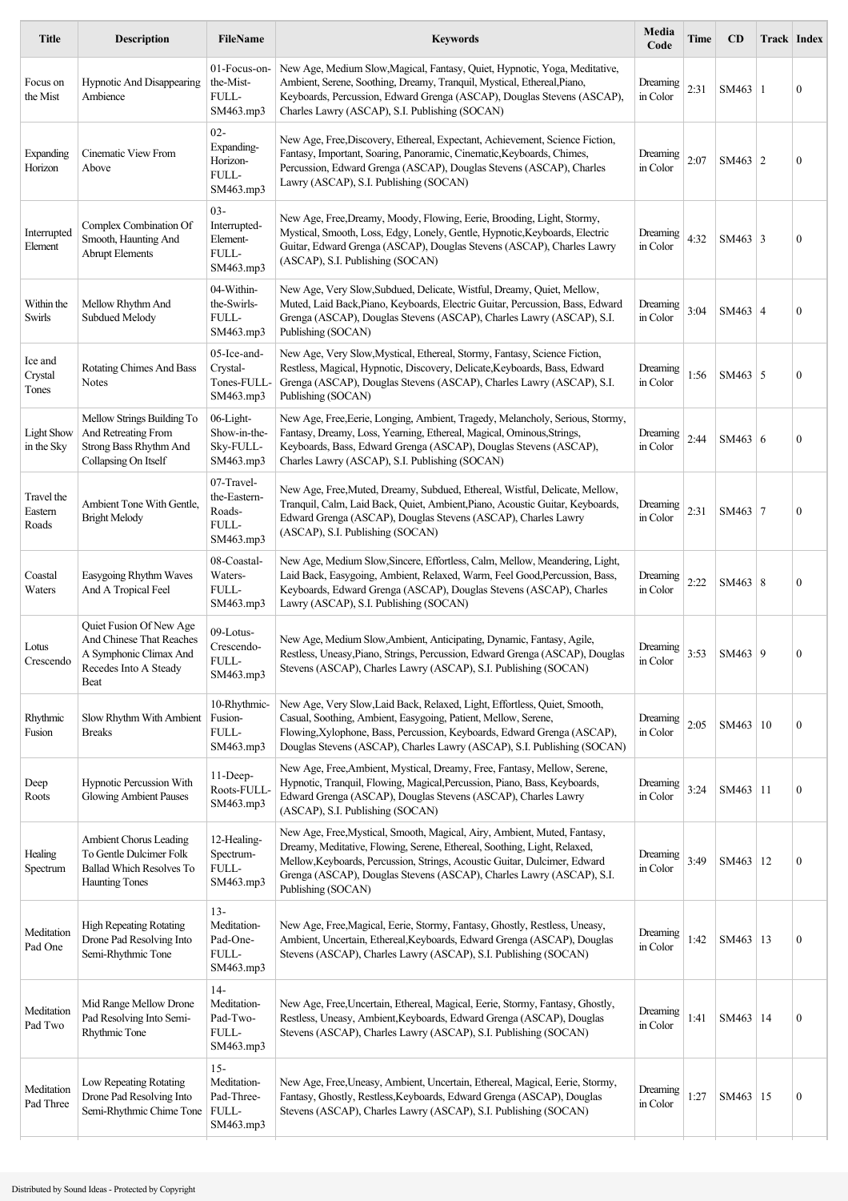| Title | Description | FileName | Keywords | Media Code | Time | CD | Track | Index |
|---|---|---|---|---|---|---|---|---|
| Focus on the Mist | Hypnotic And Disappearing Ambience | 01-Focus-on-the-Mist-FULL-SM463.mp3 | New Age, Medium Slow,Magical, Fantasy, Quiet, Hypnotic, Yoga, Meditative, Ambient, Serene, Soothing, Dreamy, Tranquil, Mystical, Ethereal,Piano, Keyboards, Percussion, Edward Grenga (ASCAP), Douglas Stevens (ASCAP), Charles Lawry (ASCAP), S.I. Publishing (SOCAN) | Dreaming in Color | 2:31 | SM463 | 1 | 0 |
| Expanding Horizon | Cinematic View From Above | 02-Expanding-Horizon-FULL-SM463.mp3 | New Age, Free,Discovery, Ethereal, Expectant, Achievement, Science Fiction, Fantasy, Important, Soaring, Panoramic, Cinematic,Keyboards, Chimes, Percussion, Edward Grenga (ASCAP), Douglas Stevens (ASCAP), Charles Lawry (ASCAP), S.I. Publishing (SOCAN) | Dreaming in Color | 2:07 | SM463 | 2 | 0 |
| Interrupted Element | Complex Combination Of Smooth, Haunting And Abrupt Elements | 03-Interrupted-Element-FULL-SM463.mp3 | New Age, Free,Dreamy, Moody, Flowing, Eerie, Brooding, Light, Stormy, Mystical, Smooth, Loss, Edgy, Lonely, Gentle, Hypnotic,Keyboards, Electric Guitar, Edward Grenga (ASCAP), Douglas Stevens (ASCAP), Charles Lawry (ASCAP), S.I. Publishing (SOCAN) | Dreaming in Color | 4:32 | SM463 | 3 | 0 |
| Within the Swirls | Mellow Rhythm And Subdued Melody | 04-Within-the-Swirls-FULL-SM463.mp3 | New Age, Very Slow,Subdued, Delicate, Wistful, Dreamy, Quiet, Mellow, Muted, Laid Back,Piano, Keyboards, Electric Guitar, Percussion, Bass, Edward Grenga (ASCAP), Douglas Stevens (ASCAP), Charles Lawry (ASCAP), S.I. Publishing (SOCAN) | Dreaming in Color | 3:04 | SM463 | 4 | 0 |
| Ice and Crystal Tones | Rotating Chimes And Bass Notes | 05-Ice-and-Crystal-Tones-FULL-SM463.mp3 | New Age, Very Slow,Mystical, Ethereal, Stormy, Fantasy, Science Fiction, Restless, Magical, Hypnotic, Discovery, Delicate,Keyboards, Bass, Edward Grenga (ASCAP), Douglas Stevens (ASCAP), Charles Lawry (ASCAP), S.I. Publishing (SOCAN) | Dreaming in Color | 1:56 | SM463 | 5 | 0 |
| Light Show in the Sky | Mellow Strings Building To And Retreating From Strong Bass Rhythm And Collapsing On Itself | 06-Light-Show-in-the-Sky-FULL-SM463.mp3 | New Age, Free,Eerie, Longing, Ambient, Tragedy, Melancholy, Serious, Stormy, Fantasy, Dreamy, Loss, Yearning, Ethereal, Magical, Ominous,Strings, Keyboards, Bass, Edward Grenga (ASCAP), Douglas Stevens (ASCAP), Charles Lawry (ASCAP), S.I. Publishing (SOCAN) | Dreaming in Color | 2:44 | SM463 | 6 | 0 |
| Travel the Eastern Roads | Ambient Tone With Gentle, Bright Melody | 07-Travel-the-Eastern-Roads-FULL-SM463.mp3 | New Age, Free,Muted, Dreamy, Subdued, Ethereal, Wistful, Delicate, Mellow, Tranquil, Calm, Laid Back, Quiet, Ambient,Piano, Acoustic Guitar, Keyboards, Edward Grenga (ASCAP), Douglas Stevens (ASCAP), Charles Lawry (ASCAP), S.I. Publishing (SOCAN) | Dreaming in Color | 2:31 | SM463 | 7 | 0 |
| Coastal Waters | Easygoing Rhythm Waves And A Tropical Feel | 08-Coastal-Waters-FULL-SM463.mp3 | New Age, Medium Slow,Sincere, Effortless, Calm, Mellow, Meandering, Light, Laid Back, Easygoing, Ambient, Relaxed, Warm, Feel Good,Percussion, Bass, Keyboards, Edward Grenga (ASCAP), Douglas Stevens (ASCAP), Charles Lawry (ASCAP), S.I. Publishing (SOCAN) | Dreaming in Color | 2:22 | SM463 | 8 | 0 |
| Lotus Crescendo | Quiet Fusion Of New Age And Chinese That Reaches A Symphonic Climax And Recedes Into A Steady Beat | 09-Lotus-Crescendo-FULL-SM463.mp3 | New Age, Medium Slow,Ambient, Anticipating, Dynamic, Fantasy, Agile, Restless, Uneasy,Piano, Strings, Percussion, Edward Grenga (ASCAP), Douglas Stevens (ASCAP), Charles Lawry (ASCAP), S.I. Publishing (SOCAN) | Dreaming in Color | 3:53 | SM463 | 9 | 0 |
| Rhythmic Fusion | Slow Rhythm With Ambient Breaks | 10-Rhythmic-Fusion-FULL-SM463.mp3 | New Age, Very Slow,Laid Back, Relaxed, Light, Effortless, Quiet, Smooth, Casual, Soothing, Ambient, Easygoing, Patient, Mellow, Serene, Flowing,Xylophone, Bass, Percussion, Keyboards, Edward Grenga (ASCAP), Douglas Stevens (ASCAP), Charles Lawry (ASCAP), S.I. Publishing (SOCAN) | Dreaming in Color | 2:05 | SM463 | 10 | 0 |
| Deep Roots | Hypnotic Percussion With Glowing Ambient Pauses | 11-Deep-Roots-FULL-SM463.mp3 | New Age, Free,Ambient, Mystical, Dreamy, Free, Fantasy, Mellow, Serene, Hypnotic, Tranquil, Flowing, Magical,Percussion, Piano, Bass, Keyboards, Edward Grenga (ASCAP), Douglas Stevens (ASCAP), Charles Lawry (ASCAP), S.I. Publishing (SOCAN) | Dreaming in Color | 3:24 | SM463 | 11 | 0 |
| Healing Spectrum | Ambient Chorus Leading To Gentle Dulcimer Folk Ballad Which Resolves To Haunting Tones | 12-Healing-Spectrum-FULL-SM463.mp3 | New Age, Free,Mystical, Smooth, Magical, Airy, Ambient, Muted, Fantasy, Dreamy, Meditative, Flowing, Serene, Ethereal, Soothing, Light, Relaxed, Mellow,Keyboards, Percussion, Strings, Acoustic Guitar, Dulcimer, Edward Grenga (ASCAP), Douglas Stevens (ASCAP), Charles Lawry (ASCAP), S.I. Publishing (SOCAN) | Dreaming in Color | 3:49 | SM463 | 12 | 0 |
| Meditation Pad One | High Repeating Rotating Drone Pad Resolving Into Semi-Rhythmic Tone | 13-Meditation-Pad-One-FULL-SM463.mp3 | New Age, Free,Magical, Eerie, Stormy, Fantasy, Ghostly, Restless, Uneasy, Ambient, Uncertain, Ethereal,Keyboards, Edward Grenga (ASCAP), Douglas Stevens (ASCAP), Charles Lawry (ASCAP), S.I. Publishing (SOCAN) | Dreaming in Color | 1:42 | SM463 | 13 | 0 |
| Meditation Pad Two | Mid Range Mellow Drone Pad Resolving Into Semi-Rhythmic Tone | 14-Meditation-Pad-Two-FULL-SM463.mp3 | New Age, Free,Uncertain, Ethereal, Magical, Eerie, Stormy, Fantasy, Ghostly, Restless, Uneasy, Ambient,Keyboards, Edward Grenga (ASCAP), Douglas Stevens (ASCAP), Charles Lawry (ASCAP), S.I. Publishing (SOCAN) | Dreaming in Color | 1:41 | SM463 | 14 | 0 |
| Meditation Pad Three | Low Repeating Rotating Drone Pad Resolving Into Semi-Rhythmic Chime Tone | 15-Meditation-Pad-Three-FULL-SM463.mp3 | New Age, Free,Uneasy, Ambient, Uncertain, Ethereal, Magical, Eerie, Stormy, Fantasy, Ghostly, Restless,Keyboards, Edward Grenga (ASCAP), Douglas Stevens (ASCAP), Charles Lawry (ASCAP), S.I. Publishing (SOCAN) | Dreaming in Color | 1:27 | SM463 | 15 | 0 |

Distributed by Sound Ideas - Protected by Copyright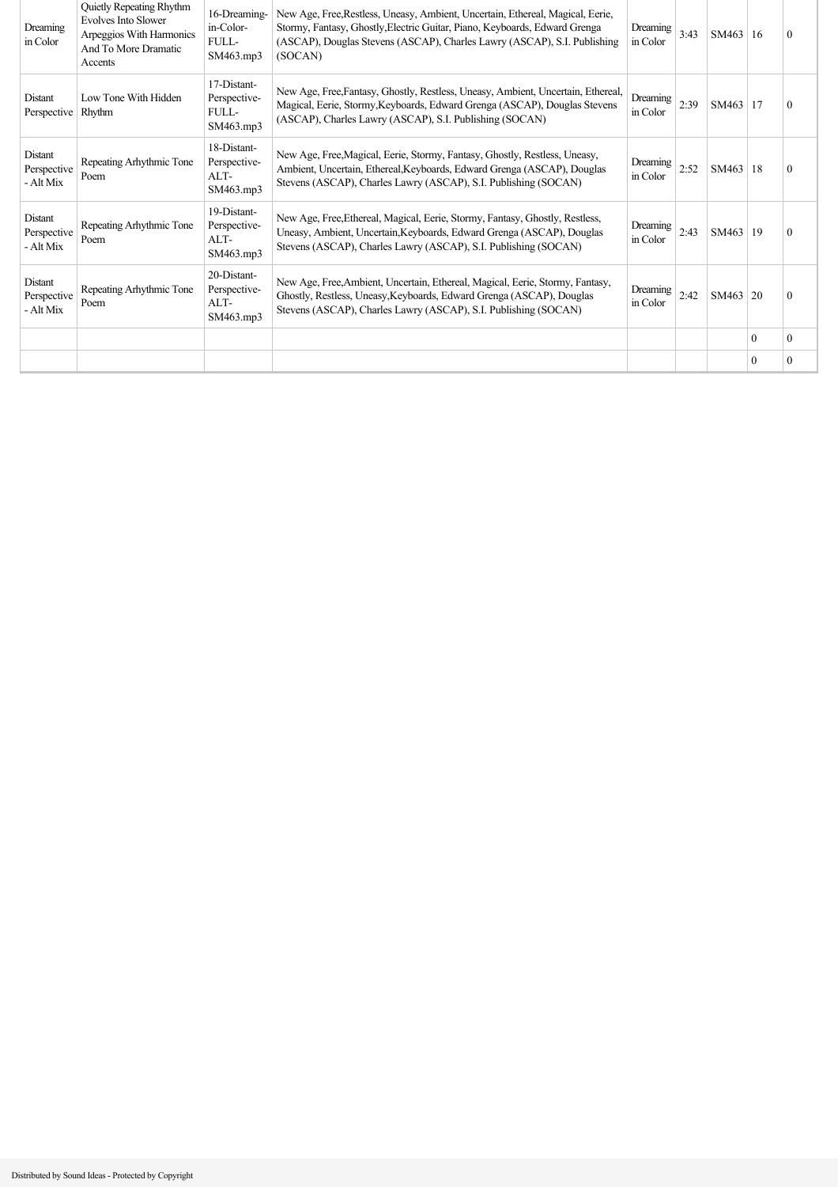| | | | | | | | | |
|---|---|---|---|---|---|---|---|---|
| Dreaming in Color | Quietly Repeating Rhythm Evolves Into Slower Arpeggios With Harmonics And To More Dramatic Accents | 16-Dreaming-in-Color-FULL-SM463.mp3 | New Age, Free,Restless, Uneasy, Ambient, Uncertain, Ethereal, Magical, Eerie, Stormy, Fantasy, Ghostly,Electric Guitar, Piano, Keyboards, Edward Grenga (ASCAP), Douglas Stevens (ASCAP), Charles Lawry (ASCAP), S.I. Publishing (SOCAN) | Dreaming in Color | 3:43 | SM463 | 16 | 0 |
| Distant Perspective | Low Tone With Hidden Rhythm | 17-Distant-Perspective-FULL-SM463.mp3 | New Age, Free,Fantasy, Ghostly, Restless, Uneasy, Ambient, Uncertain, Ethereal, Magical, Eerie, Stormy,Keyboards, Edward Grenga (ASCAP), Douglas Stevens (ASCAP), Charles Lawry (ASCAP), S.I. Publishing (SOCAN) | Dreaming in Color | 2:39 | SM463 | 17 | 0 |
| Distant Perspective - Alt Mix | Repeating Arhythmic Tone Poem | 18-Distant-Perspective-ALT-SM463.mp3 | New Age, Free,Magical, Eerie, Stormy, Fantasy, Ghostly, Restless, Uneasy, Ambient, Uncertain, Ethereal,Keyboards, Edward Grenga (ASCAP), Douglas Stevens (ASCAP), Charles Lawry (ASCAP), S.I. Publishing (SOCAN) | Dreaming in Color | 2:52 | SM463 | 18 | 0 |
| Distant Perspective - Alt Mix | Repeating Arhythmic Tone Poem | 19-Distant-Perspective-ALT-SM463.mp3 | New Age, Free,Ethereal, Magical, Eerie, Stormy, Fantasy, Ghostly, Restless, Uneasy, Ambient, Uncertain,Keyboards, Edward Grenga (ASCAP), Douglas Stevens (ASCAP), Charles Lawry (ASCAP), S.I. Publishing (SOCAN) | Dreaming in Color | 2:43 | SM463 | 19 | 0 |
| Distant Perspective - Alt Mix | Repeating Arhythmic Tone Poem | 20-Distant-Perspective-ALT-SM463.mp3 | New Age, Free,Ambient, Uncertain, Ethereal, Magical, Eerie, Stormy, Fantasy, Ghostly, Restless, Uneasy,Keyboards, Edward Grenga (ASCAP), Douglas Stevens (ASCAP), Charles Lawry (ASCAP), S.I. Publishing (SOCAN) | Dreaming in Color | 2:42 | SM463 | 20 | 0 |
| | | | | | | | 0 | 0 |
| | | | | | | | 0 | 0 |

Distributed by Sound Ideas - Protected by Copyright